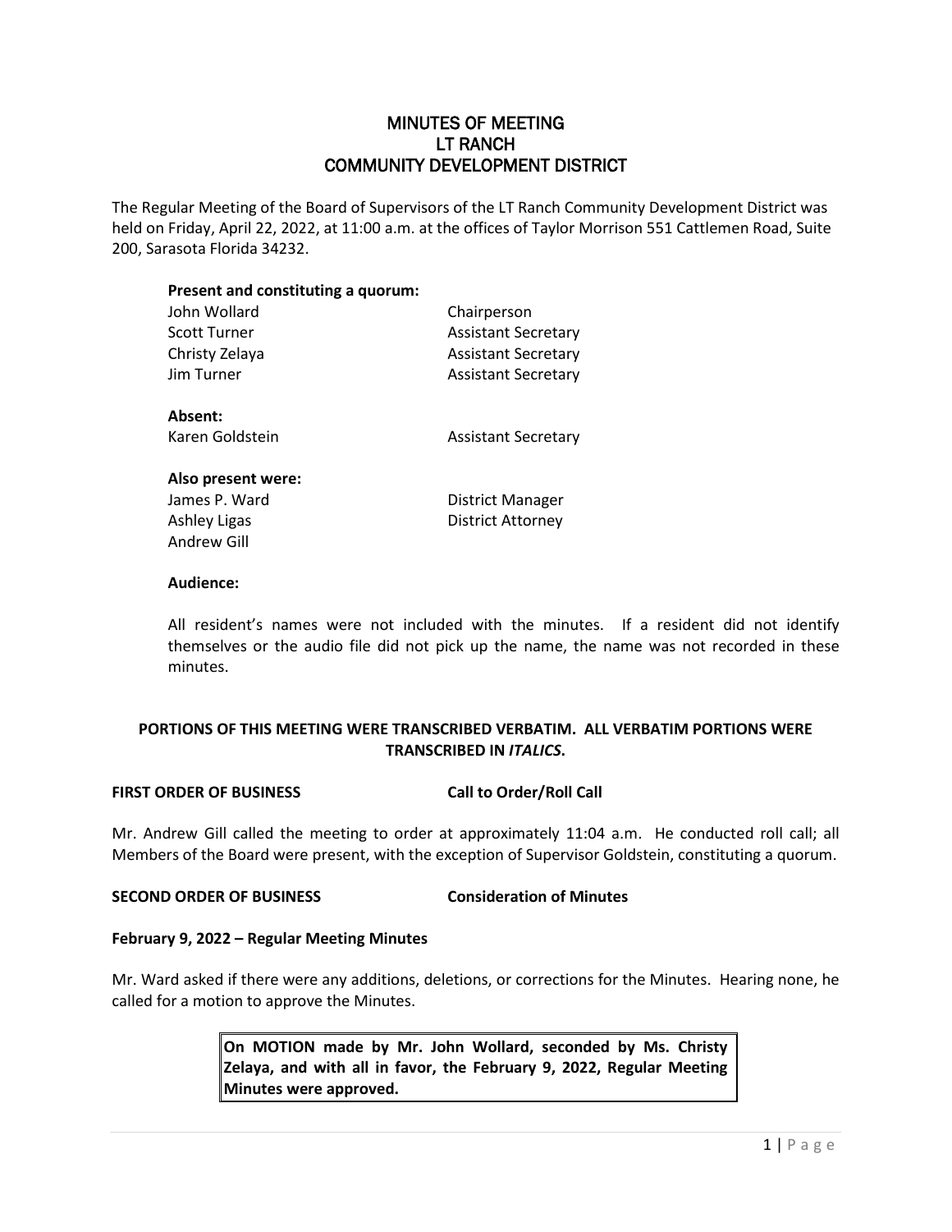# MINUTES OF MEETING
# LT RANCH
# COMMUNITY DEVELOPMENT DISTRICT

The Regular Meeting of the Board of Supervisors of the LT Ranch Community Development District was held on Friday, April 22, 2022, at 11:00 a.m. at the offices of Taylor Morrison 551 Cattlemen Road, Suite 200, Sarasota Florida 34232.

**Present and constituting a quorum:**

| | |
|---|---|
| John Wollard | Chairperson |
| Scott Turner | Assistant Secretary |
| Christy Zelaya | Assistant Secretary |
| Jim Turner | Assistant Secretary |

**Absent:**

| | |
|---|---|
| Karen Goldstein | Assistant Secretary |

**Also present were:**

| | |
|---|---|
| James P. Ward | District Manager |
| Ashley Ligas | District Attorney |
| Andrew Gill | |

**Audience:**

All resident's names were not included with the minutes. If a resident did not identify themselves or the audio file did not pick up the name, the name was not recorded in these minutes.

**PORTIONS OF THIS MEETING WERE TRANSCRIBED VERBATIM. ALL VERBATIM PORTIONS WERE TRANSCRIBED IN *ITALICS*.**

**FIRST ORDER OF BUSINESS — Call to Order/Roll Call**

Mr. Andrew Gill called the meeting to order at approximately 11:04 a.m. He conducted roll call; all Members of the Board were present, with the exception of Supervisor Goldstein, constituting a quorum.

**SECOND ORDER OF BUSINESS — Consideration of Minutes**

**February 9, 2022 – Regular Meeting Minutes**

Mr. Ward asked if there were any additions, deletions, or corrections for the Minutes. Hearing none, he called for a motion to approve the Minutes.

> **On MOTION made by Mr. John Wollard, seconded by Ms. Christy Zelaya, and with all in favor, the February 9, 2022, Regular Meeting Minutes were approved.**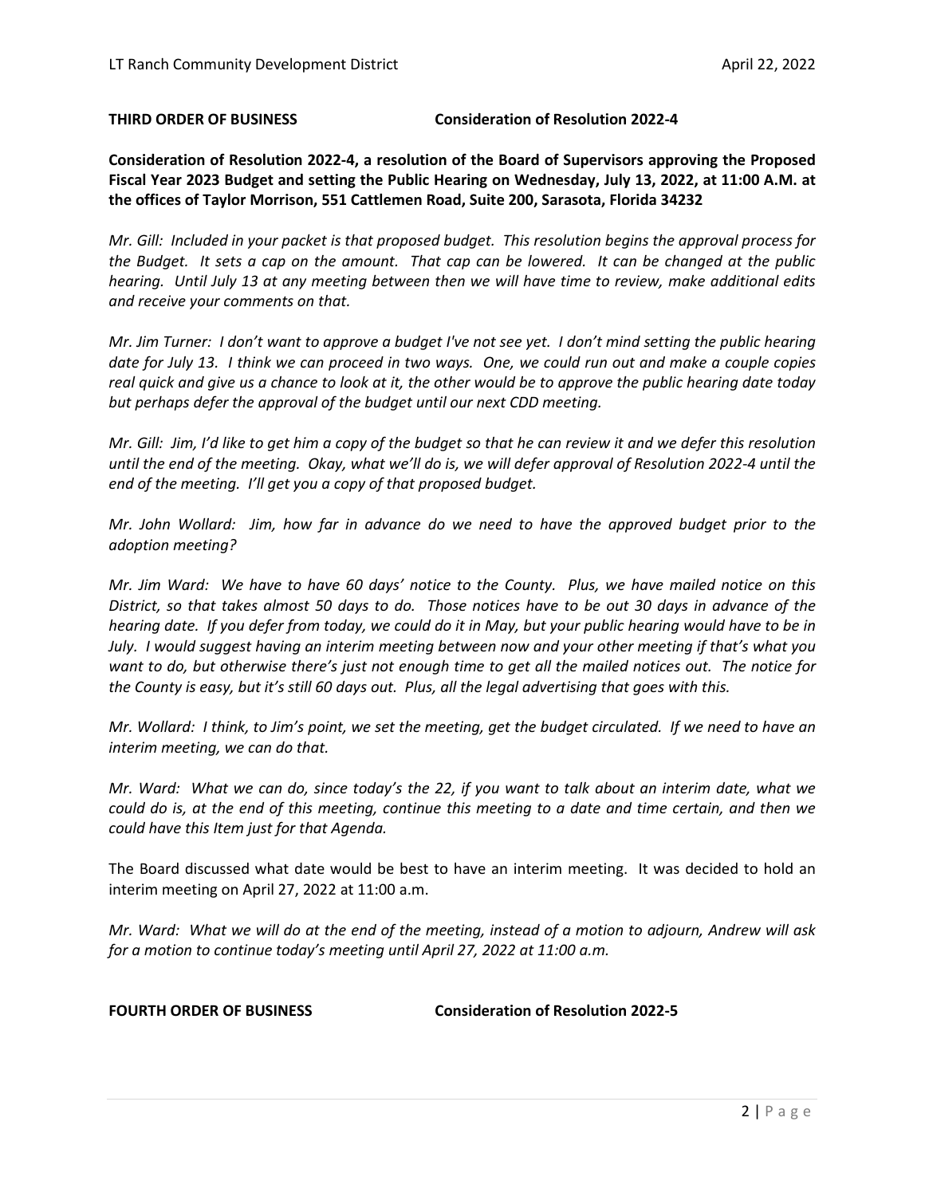**THIRD ORDER OF BUSINESS** **Consideration of Resolution 2022-4**

**Consideration of Resolution 2022-4, a resolution of the Board of Supervisors approving the Proposed Fiscal Year 2023 Budget and setting the Public Hearing on Wednesday, July 13, 2022, at 11:00 A.M. at the offices of Taylor Morrison, 551 Cattlemen Road, Suite 200, Sarasota, Florida 34232**

*Mr. Gill: Included in your packet is that proposed budget. This resolution begins the approval process for the Budget. It sets a cap on the amount. That cap can be lowered. It can be changed at the public hearing. Until July 13 at any meeting between then we will have time to review, make additional edits and receive your comments on that.*

*Mr. Jim Turner: I don't want to approve a budget I've not see yet. I don't mind setting the public hearing date for July 13. I think we can proceed in two ways. One, we could run out and make a couple copies real quick and give us a chance to look at it, the other would be to approve the public hearing date today but perhaps defer the approval of the budget until our next CDD meeting.*

*Mr. Gill: Jim, I'd like to get him a copy of the budget so that he can review it and we defer this resolution until the end of the meeting. Okay, what we'll do is, we will defer approval of Resolution 2022-4 until the end of the meeting. I'll get you a copy of that proposed budget.*

*Mr. John Wollard: Jim, how far in advance do we need to have the approved budget prior to the adoption meeting?*

*Mr. Jim Ward: We have to have 60 days' notice to the County. Plus, we have mailed notice on this District, so that takes almost 50 days to do. Those notices have to be out 30 days in advance of the hearing date. If you defer from today, we could do it in May, but your public hearing would have to be in July. I would suggest having an interim meeting between now and your other meeting if that's what you want to do, but otherwise there's just not enough time to get all the mailed notices out. The notice for the County is easy, but it's still 60 days out. Plus, all the legal advertising that goes with this.*

*Mr. Wollard: I think, to Jim's point, we set the meeting, get the budget circulated. If we need to have an interim meeting, we can do that.*

*Mr. Ward: What we can do, since today's the 22, if you want to talk about an interim date, what we could do is, at the end of this meeting, continue this meeting to a date and time certain, and then we could have this Item just for that Agenda.*

The Board discussed what date would be best to have an interim meeting. It was decided to hold an interim meeting on April 27, 2022 at 11:00 a.m.

*Mr. Ward: What we will do at the end of the meeting, instead of a motion to adjourn, Andrew will ask for a motion to continue today's meeting until April 27, 2022 at 11:00 a.m.*

**FOURTH ORDER OF BUSINESS** **Consideration of Resolution 2022-5**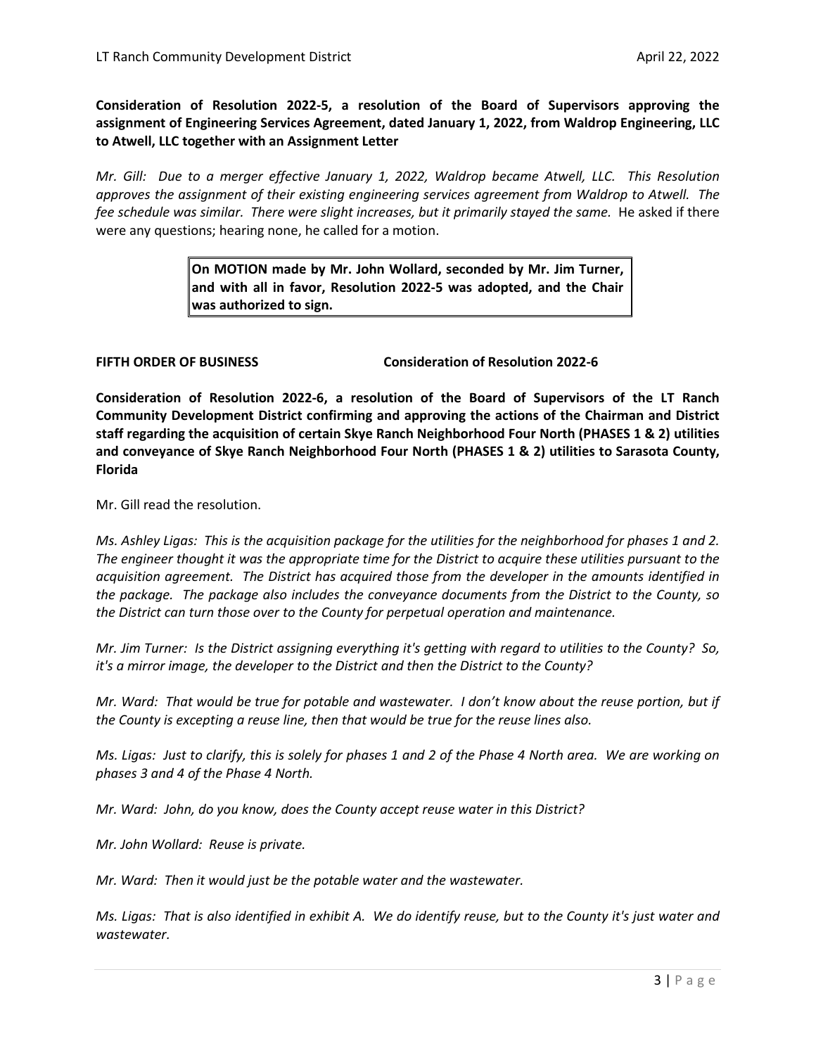**Consideration of Resolution 2022-5, a resolution of the Board of Supervisors approving the assignment of Engineering Services Agreement, dated January 1, 2022, from Waldrop Engineering, LLC to Atwell, LLC together with an Assignment Letter**

*Mr. Gill: Due to a merger effective January 1, 2022, Waldrop became Atwell, LLC. This Resolution approves the assignment of their existing engineering services agreement from Waldrop to Atwell. The fee schedule was similar. There were slight increases, but it primarily stayed the same.* He asked if there were any questions; hearing none, he called for a motion.

> **On MOTION made by Mr. John Wollard, seconded by Mr. Jim Turner, and with all in favor, Resolution 2022-5 was adopted, and the Chair was authorized to sign.**

**FIFTH ORDER OF BUSINESS** **Consideration of Resolution 2022-6**

**Consideration of Resolution 2022-6, a resolution of the Board of Supervisors of the LT Ranch Community Development District confirming and approving the actions of the Chairman and District staff regarding the acquisition of certain Skye Ranch Neighborhood Four North (PHASES 1 & 2) utilities and conveyance of Skye Ranch Neighborhood Four North (PHASES 1 & 2) utilities to Sarasota County, Florida**

Mr. Gill read the resolution.

*Ms. Ashley Ligas: This is the acquisition package for the utilities for the neighborhood for phases 1 and 2. The engineer thought it was the appropriate time for the District to acquire these utilities pursuant to the acquisition agreement. The District has acquired those from the developer in the amounts identified in the package. The package also includes the conveyance documents from the District to the County, so the District can turn those over to the County for perpetual operation and maintenance.*

*Mr. Jim Turner: Is the District assigning everything it's getting with regard to utilities to the County? So, it's a mirror image, the developer to the District and then the District to the County?*

*Mr. Ward: That would be true for potable and wastewater. I don't know about the reuse portion, but if the County is excepting a reuse line, then that would be true for the reuse lines also.*

*Ms. Ligas: Just to clarify, this is solely for phases 1 and 2 of the Phase 4 North area. We are working on phases 3 and 4 of the Phase 4 North.*

*Mr. Ward: John, do you know, does the County accept reuse water in this District?*

*Mr. John Wollard: Reuse is private.*

*Mr. Ward: Then it would just be the potable water and the wastewater.*

*Ms. Ligas: That is also identified in exhibit A. We do identify reuse, but to the County it's just water and wastewater.*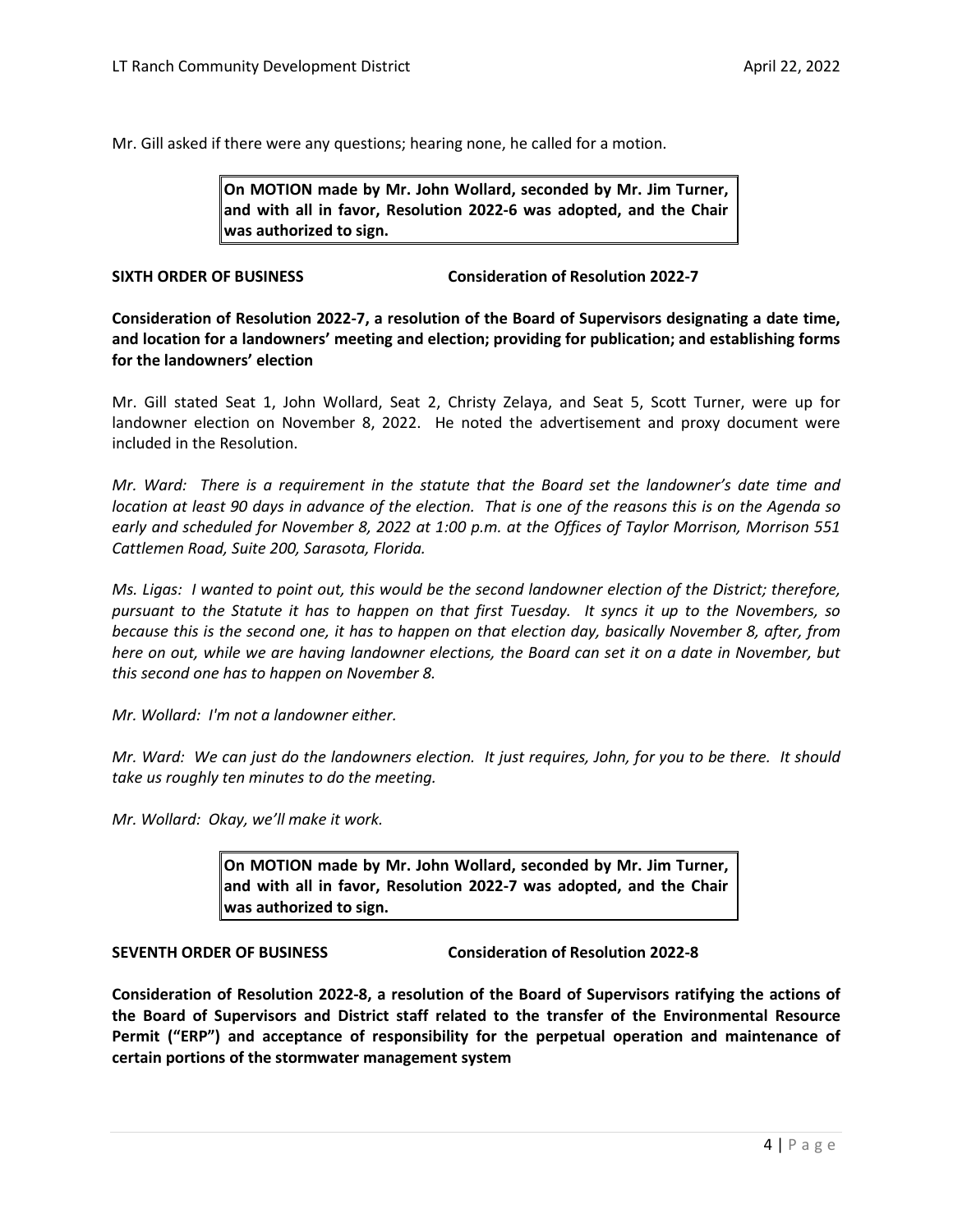Mr. Gill asked if there were any questions; hearing none, he called for a motion.

> **On MOTION made by Mr. John Wollard, seconded by Mr. Jim Turner, and with all in favor, Resolution 2022-6 was adopted, and the Chair was authorized to sign.**

**SIXTH ORDER OF BUSINESS** **Consideration of Resolution 2022-7**

**Consideration of Resolution 2022-7, a resolution of the Board of Supervisors designating a date time, and location for a landowners' meeting and election; providing for publication; and establishing forms for the landowners' election**

Mr. Gill stated Seat 1, John Wollard, Seat 2, Christy Zelaya, and Seat 5, Scott Turner, were up for landowner election on November 8, 2022. He noted the advertisement and proxy document were included in the Resolution.

*Mr. Ward: There is a requirement in the statute that the Board set the landowner's date time and location at least 90 days in advance of the election. That is one of the reasons this is on the Agenda so early and scheduled for November 8, 2022 at 1:00 p.m. at the Offices of Taylor Morrison, Morrison 551 Cattlemen Road, Suite 200, Sarasota, Florida.*

*Ms. Ligas: I wanted to point out, this would be the second landowner election of the District; therefore, pursuant to the Statute it has to happen on that first Tuesday. It syncs it up to the Novembers, so because this is the second one, it has to happen on that election day, basically November 8, after, from here on out, while we are having landowner elections, the Board can set it on a date in November, but this second one has to happen on November 8.*

*Mr. Wollard: I'm not a landowner either.*

*Mr. Ward: We can just do the landowners election. It just requires, John, for you to be there. It should take us roughly ten minutes to do the meeting.*

*Mr. Wollard: Okay, we'll make it work.*

> **On MOTION made by Mr. John Wollard, seconded by Mr. Jim Turner, and with all in favor, Resolution 2022-7 was adopted, and the Chair was authorized to sign.**

**SEVENTH ORDER OF BUSINESS** **Consideration of Resolution 2022-8**

**Consideration of Resolution 2022-8, a resolution of the Board of Supervisors ratifying the actions of the Board of Supervisors and District staff related to the transfer of the Environmental Resource Permit ("ERP") and acceptance of responsibility for the perpetual operation and maintenance of certain portions of the stormwater management system**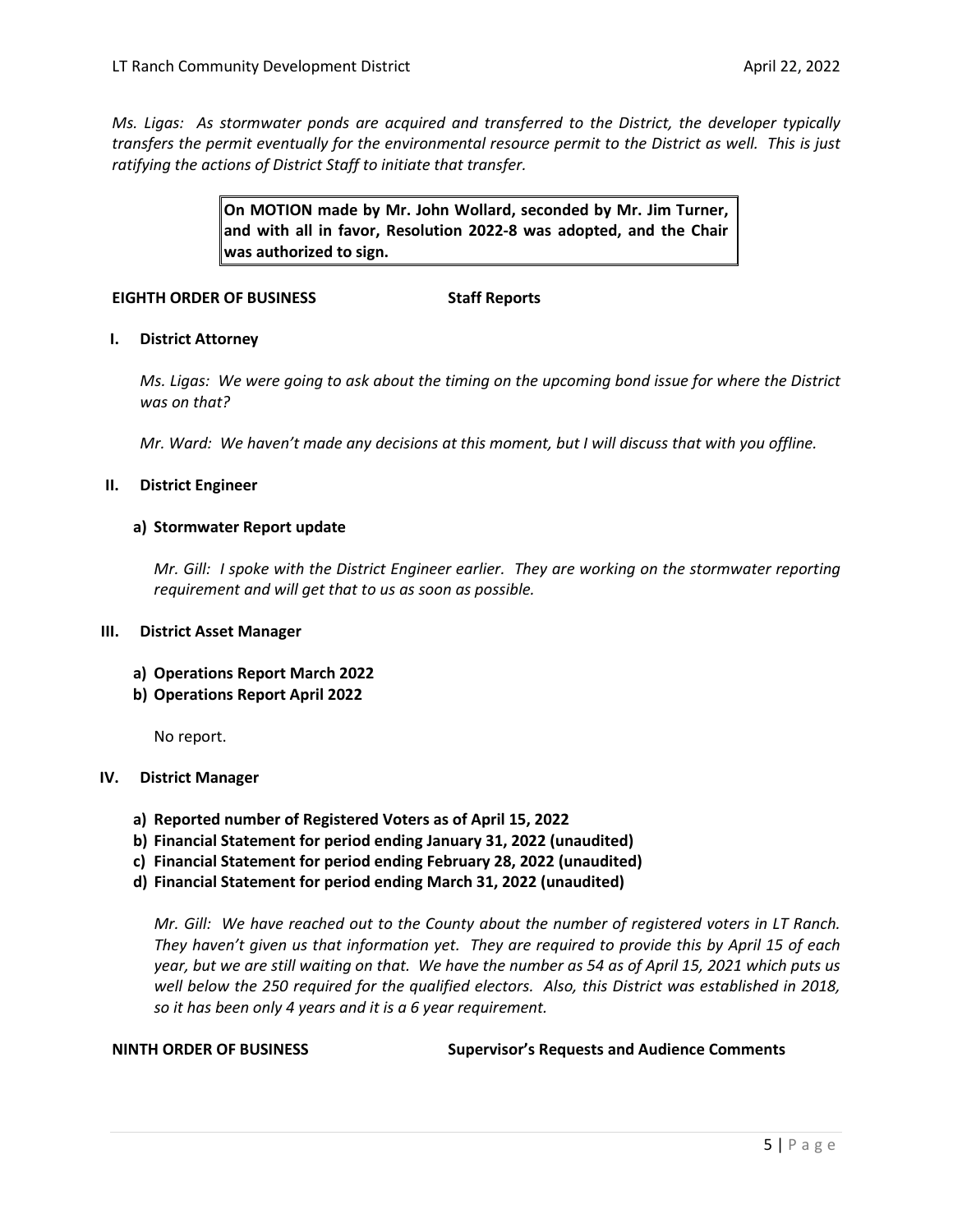*Ms. Ligas: As stormwater ponds are acquired and transferred to the District, the developer typically transfers the permit eventually for the environmental resource permit to the District as well. This is just ratifying the actions of District Staff to initiate that transfer.*

> **On MOTION made by Mr. John Wollard, seconded by Mr. Jim Turner, and with all in favor, Resolution 2022-8 was adopted, and the Chair was authorized to sign.**

**EIGHTH ORDER OF BUSINESS** **Staff Reports**

**I. District Attorney**

*Ms. Ligas: We were going to ask about the timing on the upcoming bond issue for where the District was on that?*

*Mr. Ward: We haven't made any decisions at this moment, but I will discuss that with you offline.*

**II. District Engineer**

**a) Stormwater Report update**

*Mr. Gill: I spoke with the District Engineer earlier. They are working on the stormwater reporting requirement and will get that to us as soon as possible.*

**III. District Asset Manager**

**a) Operations Report March 2022**
**b) Operations Report April 2022**

No report.

**IV. District Manager**

**a) Reported number of Registered Voters as of April 15, 2022**
**b) Financial Statement for period ending January 31, 2022 (unaudited)**
**c) Financial Statement for period ending February 28, 2022 (unaudited)**
**d) Financial Statement for period ending March 31, 2022 (unaudited)**

*Mr. Gill: We have reached out to the County about the number of registered voters in LT Ranch. They haven't given us that information yet. They are required to provide this by April 15 of each year, but we are still waiting on that. We have the number as 54 as of April 15, 2021 which puts us well below the 250 required for the qualified electors. Also, this District was established in 2018, so it has been only 4 years and it is a 6 year requirement.*

**NINTH ORDER OF BUSINESS** **Supervisor's Requests and Audience Comments**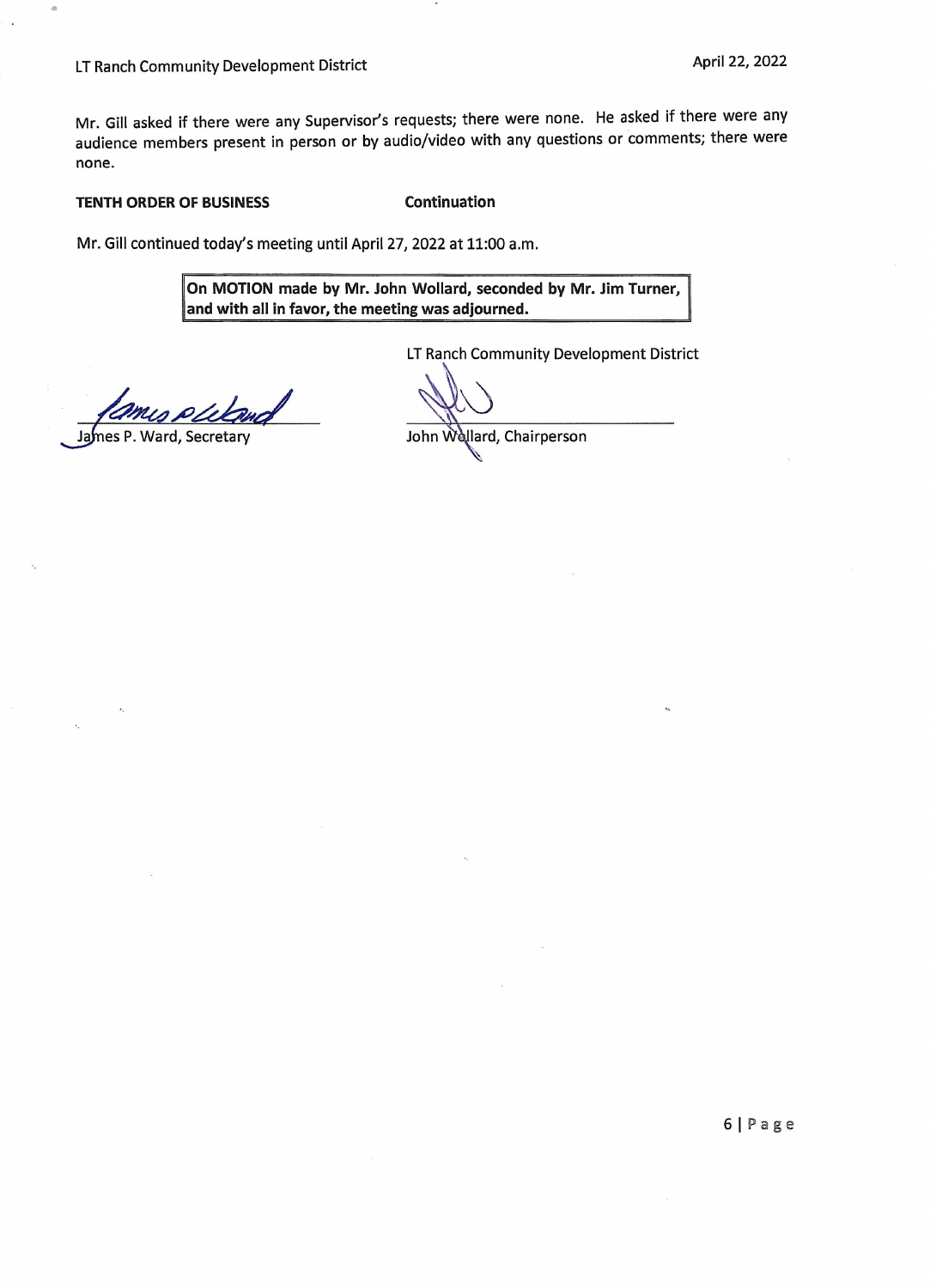Mr. Gill asked if there were any Supervisor's requests; there were none. He asked if there were any audience members present in person or by audio/video with any questions or comments; there were none.

**TENTH ORDER OF BUSINESS** **Continuation**

Mr. Gill continued today's meeting until April 27, 2022 at 11:00 a.m.

**On MOTION made by Mr. John Wollard, seconded by Mr. Jim Turner, and with all in favor, the meeting was adjourned.**

LT Ranch Community Development District

James P. Ward, Secretary

John Wollard, Chairperson